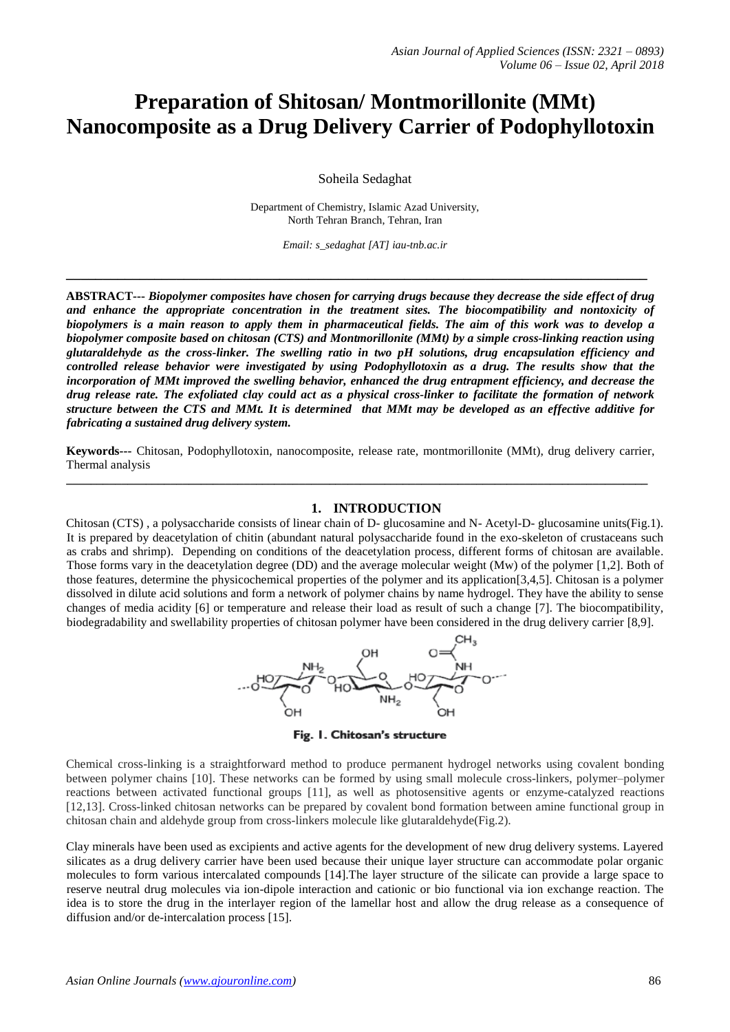# Preparation of Shitosan/ Montmorillonite (MMt) Nanocomposite as a Drug Delivery Carrier of Podophyllotoxin

Soheila Sedaghat

Department of Chemistry, Islamic Azad University,
North Tehran Branch, Tehran, Iran

*Email: s_sedaghat [AT] iau-tnb.ac.ir*

---

**ABSTRACT---** ***Biopolymer composites have chosen for carrying drugs because they decrease the side effect of drug and enhance the appropriate concentration in the treatment sites. The biocompatibility and nontoxicity of biopolymers is a main reason to apply them in pharmaceutical fields. The aim of this work was to develop a biopolymer composite based on chitosan (CTS) and Montmorillonite (MMt) by a simple cross-linking reaction using glutaraldehyde as the cross-linker. The swelling ratio in two pH solutions, drug encapsulation efficiency and controlled release behavior were investigated by using Podophyllotoxin as a drug. The results show that the incorporation of MMt improved the swelling behavior, enhanced the drug entrapment efficiency, and decrease the drug release rate. The exfoliated clay could act as a physical cross-linker to facilitate the formation of network structure between the CTS and MMt. It is determined that MMt may be developed as an effective additive for fabricating a sustained drug delivery system.***

**Keywords---** Chitosan, Podophyllotoxin, nanocomposite, release rate, montmorillonite (MMt), drug delivery carrier, Thermal analysis

---

## 1. INTRODUCTION

Chitosan (CTS) , a polysaccharide consists of linear chain of D- glucosamine and N- Acetyl-D- glucosamine units(Fig.1). It is prepared by deacetylation of chitin (abundant natural polysaccharide found in the exo-skeleton of crustaceans such as crabs and shrimp). Depending on conditions of the deacetylation process, different forms of chitosan are available. Those forms vary in the deacetylation degree (DD) and the average molecular weight (Mw) of the polymer [1,2]. Both of those features, determine the physicochemical properties of the polymer and its application[3,4,5]. Chitosan is a polymer dissolved in dilute acid solutions and form a network of polymer chains by name hydrogel. They have the ability to sense changes of media acidity [6] or temperature and release their load as result of such a change [7]. The biocompatibility, biodegradability and swellability properties of chitosan polymer have been considered in the drug delivery carrier [8,9].

**Fig. 1. Chitosan's structure**

Chemical cross-linking is a straightforward method to produce permanent hydrogel networks using covalent bonding between polymer chains [10]. These networks can be formed by using small molecule cross-linkers, polymer–polymer reactions between activated functional groups [11], as well as photosensitive agents or enzyme-catalyzed reactions [12,13]. Cross-linked chitosan networks can be prepared by covalent bond formation between amine functional group in chitosan chain and aldehyde group from cross-linkers molecule like glutaraldehyde(Fig.2).

Clay minerals have been used as excipients and active agents for the development of new drug delivery systems. Layered silicates as a drug delivery carrier have been used because their unique layer structure can accommodate polar organic molecules to form various intercalated compounds [14].The layer structure of the silicate can provide a large space to reserve neutral drug molecules via ion-dipole interaction and cationic or bio functional via ion exchange reaction. The idea is to store the drug in the interlayer region of the lamellar host and allow the drug release as a consequence of diffusion and/or de-intercalation process [15].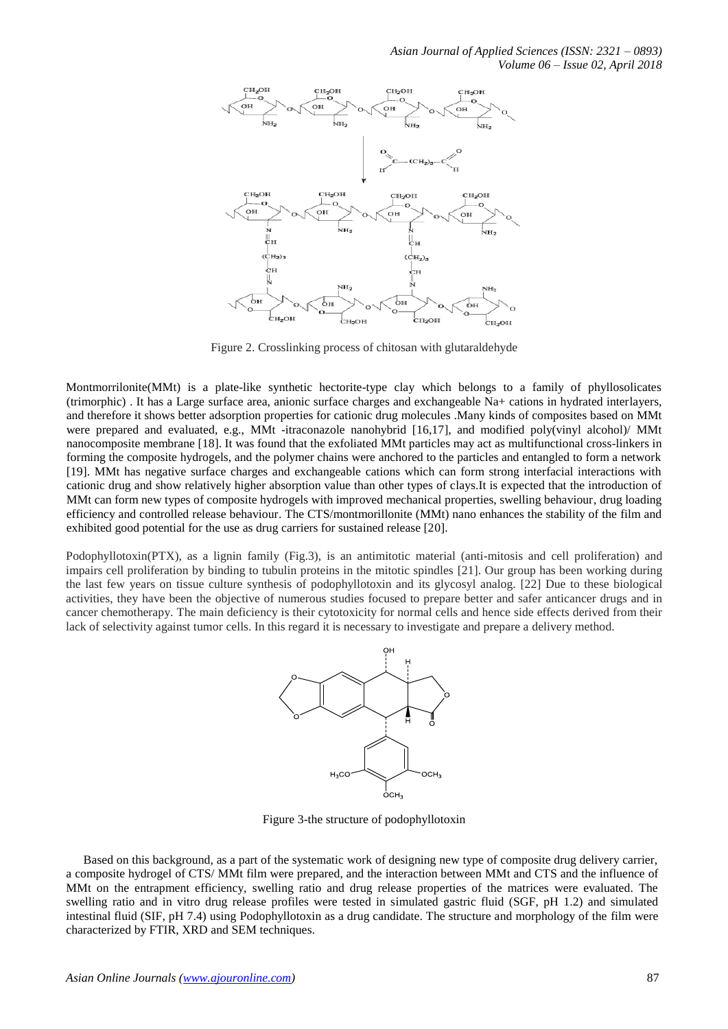Figure 2. Crosslinking process of chitosan with glutaraldehyde

Montmorrilonite(MMt) is a plate-like synthetic hectorite-type clay which belongs to a family of phyllosolicates (trimorphic) . It has a Large surface area, anionic surface charges and exchangeable $Na^+$ cations in hydrated interlayers, and therefore it shows better adsorption properties for cationic drug molecules .Many kinds of composites based on MMt were prepared and evaluated, e.g., MMt -itraconazole nanohybrid [16,17], and modified poly(vinyl alcohol)/ MMt nanocomposite membrane [18]. It was found that the exfoliated MMt particles may act as multifunctional cross-linkers in forming the composite hydrogels, and the polymer chains were anchored to the particles and entangled to form a network [19]. MMt has negative surface charges and exchangeable cations which can form strong interfacial interactions with cationic drug and show relatively higher absorption value than other types of clays.It is expected that the introduction of MMt can form new types of composite hydrogels with improved mechanical properties, swelling behaviour, drug loading efficiency and controlled release behaviour. The CTS/montmorillonite (MMt) nano enhances the stability of the film and exhibited good potential for the use as drug carriers for sustained release [20].

Podophyllotoxin(PTX), as a lignin family (Fig.3), is an antimitotic material (anti-mitosis and cell proliferation) and impairs cell proliferation by binding to tubulin proteins in the mitotic spindles [21]. Our group has been working during the last few years on tissue culture synthesis of podophyllotoxin and its glycosyl analog. [22] Due to these biological activities, they have been the objective of numerous studies focused to prepare better and safer anticancer drugs and in cancer chemotherapy. The main deficiency is their cytotoxicity for normal cells and hence side effects derived from their lack of selectivity against tumor cells. In this regard it is necessary to investigate and prepare a delivery method.

Figure 3-the structure of podophyllotoxin

Based on this background, as a part of the systematic work of designing new type of composite drug delivery carrier, a composite hydrogel of CTS/ MMt film were prepared, and the interaction between MMt and CTS and the influence of MMt on the entrapment efficiency, swelling ratio and drug release properties of the matrices were evaluated. The swelling ratio and in vitro drug release profiles were tested in simulated gastric fluid (SGF, pH 1.2) and simulated intestinal fluid (SIF, pH 7.4) using Podophyllotoxin as a drug candidate. The structure and morphology of the film were characterized by FTIR, XRD and SEM techniques.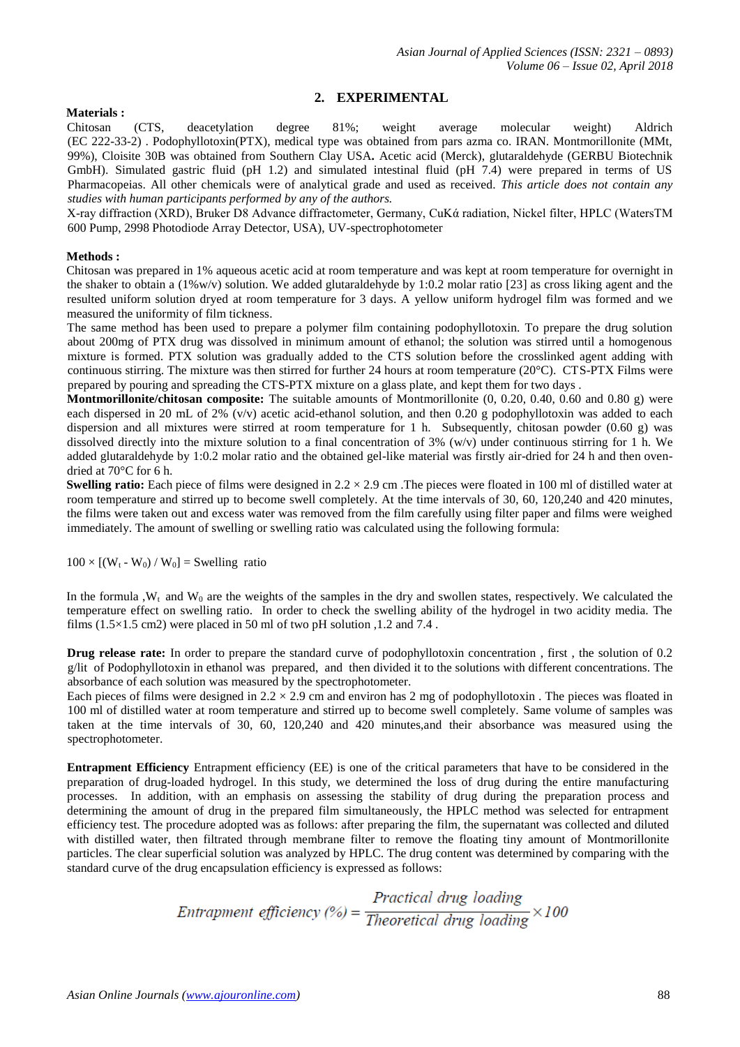## 2. EXPERIMENTAL

**Materials :**

Chitosan (CTS, deacetylation degree 81%; weight average molecular weight) Aldrich (EC 222-33-2) . Podophyllotoxin(PTX), medical type was obtained from pars azma co. IRAN. Montmorillonite (MMt, 99%), Cloisite 30B was obtained from Southern Clay USA**.** Acetic acid (Merck), glutaraldehyde (GERBU Biotechnik GmbH). Simulated gastric fluid (pH 1.2) and simulated intestinal fluid (pH 7.4) were prepared in terms of US Pharmacopeias. All other chemicals were of analytical grade and used as received. *This article does not contain any studies with human participants performed by any of the authors.*

X-ray diffraction (XRD), Bruker D8 Advance diffractometer, Germany, CuKά radiation, Nickel filter, HPLC (WatersTM 600 Pump, 2998 Photodiode Array Detector, USA), UV-spectrophotometer

**Methods :**

Chitosan was prepared in 1% aqueous acetic acid at room temperature and was kept at room temperature for overnight in the shaker to obtain a (1%w/v) solution. We added glutaraldehyde by 1:0.2 molar ratio [23] as cross liking agent and the resulted uniform solution dryed at room temperature for 3 days. A yellow uniform hydrogel film was formed and we measured the uniformity of film tickness.

The same method has been used to prepare a polymer film containing podophyllotoxin. To prepare the drug solution about 200mg of PTX drug was dissolved in minimum amount of ethanol; the solution was stirred until a homogenous mixture is formed. PTX solution was gradually added to the CTS solution before the crosslinked agent adding with continuous stirring. The mixture was then stirred for further 24 hours at room temperature (20°C). CTS-PTX Films were prepared by pouring and spreading the CTS-PTX mixture on a glass plate, and kept them for two days .

**Montmorillonite/chitosan composite:** The suitable amounts of Montmorillonite (0, 0.20, 0.40, 0.60 and 0.80 g) were each dispersed in 20 mL of 2% (v/v) acetic acid-ethanol solution, and then 0.20 g podophyllotoxin was added to each dispersion and all mixtures were stirred at room temperature for 1 h. Subsequently, chitosan powder (0.60 g) was dissolved directly into the mixture solution to a final concentration of 3% (w/v) under continuous stirring for 1 h. We added glutaraldehyde by 1:0.2 molar ratio and the obtained gel-like material was firstly air-dried for 24 h and then oven-dried at 70°C for 6 h.

**Swelling ratio:** Each piece of films were designed in 2.2 × 2.9 cm .The pieces were floated in 100 ml of distilled water at room temperature and stirred up to become swell completely. At the time intervals of 30, 60, 120,240 and 420 minutes, the films were taken out and excess water was removed from the film carefully using filter paper and films were weighed immediately. The amount of swelling or swelling ratio was calculated using the following formula:

$$100 \times [(W_t - W_0) / W_0] = \text{Swelling ratio}$$

In the formula ,$W_t$ and $W_0$ are the weights of the samples in the dry and swollen states, respectively. We calculated the temperature effect on swelling ratio. In order to check the swelling ability of the hydrogel in two acidity media. The films (1.5×1.5 cm2) were placed in 50 ml of two pH solution ,1.2 and 7.4 .

**Drug release rate:** In order to prepare the standard curve of podophyllotoxin concentration , first , the solution of 0.2 g/lit of Podophyllotoxin in ethanol was prepared, and then divided it to the solutions with different concentrations. The absorbance of each solution was measured by the spectrophotometer.

Each pieces of films were designed in 2.2 × 2.9 cm and environ has 2 mg of podophyllotoxin . The pieces was floated in 100 ml of distilled water at room temperature and stirred up to become swell completely. Same volume of samples was taken at the time intervals of 30, 60, 120,240 and 420 minutes,and their absorbance was measured using the spectrophotometer.

**Entrapment Efficiency** Entrapment efficiency (EE) is one of the critical parameters that have to be considered in the preparation of drug-loaded hydrogel. In this study, we determined the loss of drug during the entire manufacturing processes. In addition, with an emphasis on assessing the stability of drug during the preparation process and determining the amount of drug in the prepared film simultaneously, the HPLC method was selected for entrapment efficiency test. The procedure adopted was as follows: after preparing the film, the supernatant was collected and diluted with distilled water, then filtrated through membrane filter to remove the floating tiny amount of Montmorillonite particles. The clear superficial solution was analyzed by HPLC. The drug content was determined by comparing with the standard curve of the drug encapsulation efficiency is expressed as follows:

$$Entrapment\ efficiency\ (\%) = \frac{Practical\ drug\ loading}{Theoretical\ drug\ loading} \times 100$$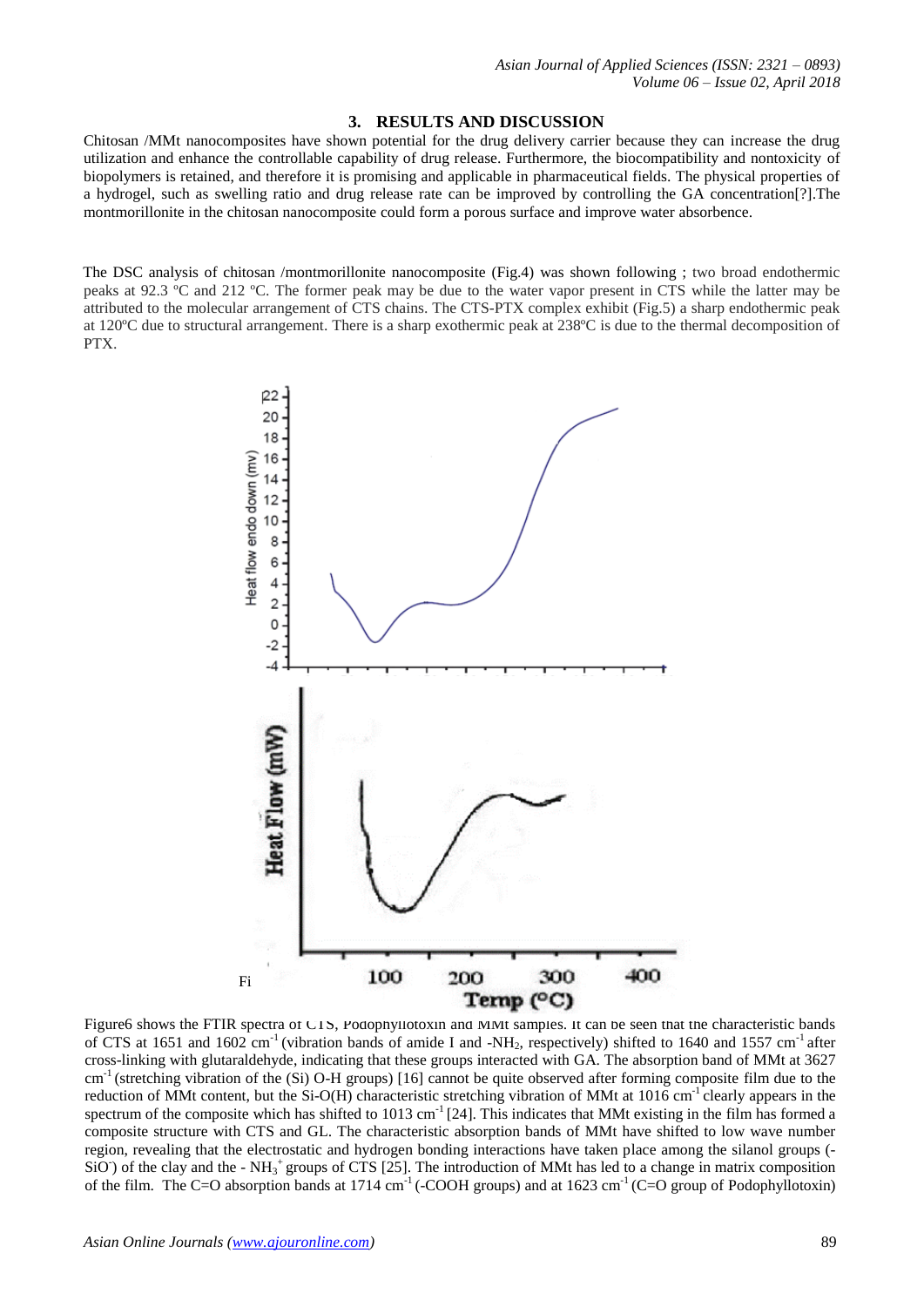## 3. RESULTS AND DISCUSSION

Chitosan /MMt nanocomposites have shown potential for the drug delivery carrier because they can increase the drug utilization and enhance the controllable capability of drug release. Furthermore, the biocompatibility and nontoxicity of biopolymers is retained, and therefore it is promising and applicable in pharmaceutical fields. The physical properties of a hydrogel, such as swelling ratio and drug release rate can be improved by controlling the GA concentration[?].The montmorillonite in the chitosan nanocomposite could form a porous surface and improve water absorbence.

The DSC analysis of chitosan /montmorillonite nanocomposite (Fig.4) was shown following ; two broad endothermic peaks at 92.3 ºC and 212 ºC. The former peak may be due to the water vapor present in CTS while the latter may be attributed to the molecular arrangement of CTS chains. The CTS-PTX complex exhibit (Fig.5) a sharp endothermic peak at 120ºC due to structural arrangement. There is a sharp exothermic peak at 238ºC is due to the thermal decomposition of PTX.

Fi

Figure6 shows the FTIR spectra of CTS, Podophyllotoxin and MMt samples. It can be seen that the characteristic bands of CTS at 1651 and 1602 $cm^{-1}$ (vibration bands of amide I and $-NH_2$, respectively) shifted to 1640 and 1557 $cm^{-1}$ after cross-linking with glutaraldehyde, indicating that these groups interacted with GA. The absorption band of MMt at 3627 $cm^{-1}$ (stretching vibration of the (Si) O-H groups) [16] cannot be quite observed after forming composite film due to the reduction of MMt content, but the Si-O(H) characteristic stretching vibration of MMt at 1016 $cm^{-1}$ clearly appears in the spectrum of the composite which has shifted to 1013 $cm^{-1}$ [24]. This indicates that MMt existing in the film has formed a composite structure with CTS and GL. The characteristic absorption bands of MMt have shifted to low wave number region, revealing that the electrostatic and hydrogen bonding interactions have taken place among the silanol groups ($-SiO^-$) of the clay and the - $NH_3^+$ groups of CTS [25]. The introduction of MMt has led to a change in matrix composition of the film. The C=O absorption bands at 1714 $cm^{-1}$ (-COOH groups) and at 1623 $cm^{-1}$ (C=O group of Podophyllotoxin)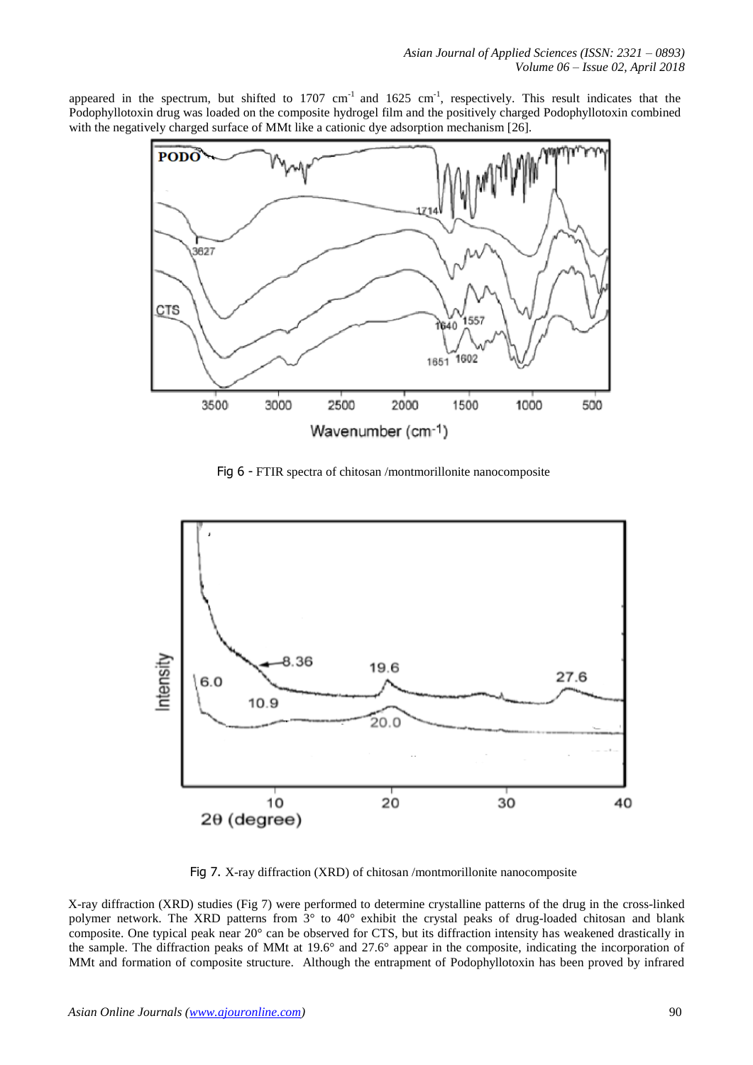appeared in the spectrum, but shifted to 1707 $cm^{-1}$ and 1625 $cm^{-1}$, respectively. This result indicates that the Podophyllotoxin drug was loaded on the composite hydrogel film and the positively charged Podophyllotoxin combined with the negatively charged surface of MMt like a cationic dye adsorption mechanism [26].

Fig 6 - FTIR spectra of chitosan /montmorillonite nanocomposite

Fig 7. X-ray diffraction (XRD) of chitosan /montmorillonite nanocomposite

X-ray diffraction (XRD) studies (Fig 7) were performed to determine crystalline patterns of the drug in the cross-linked polymer network. The XRD patterns from 3° to 40° exhibit the crystal peaks of drug-loaded chitosan and blank composite. One typical peak near 20° can be observed for CTS, but its diffraction intensity has weakened drastically in the sample. The diffraction peaks of MMt at 19.6° and 27.6° appear in the composite, indicating the incorporation of MMt and formation of composite structure. Although the entrapment of Podophyllotoxin has been proved by infrared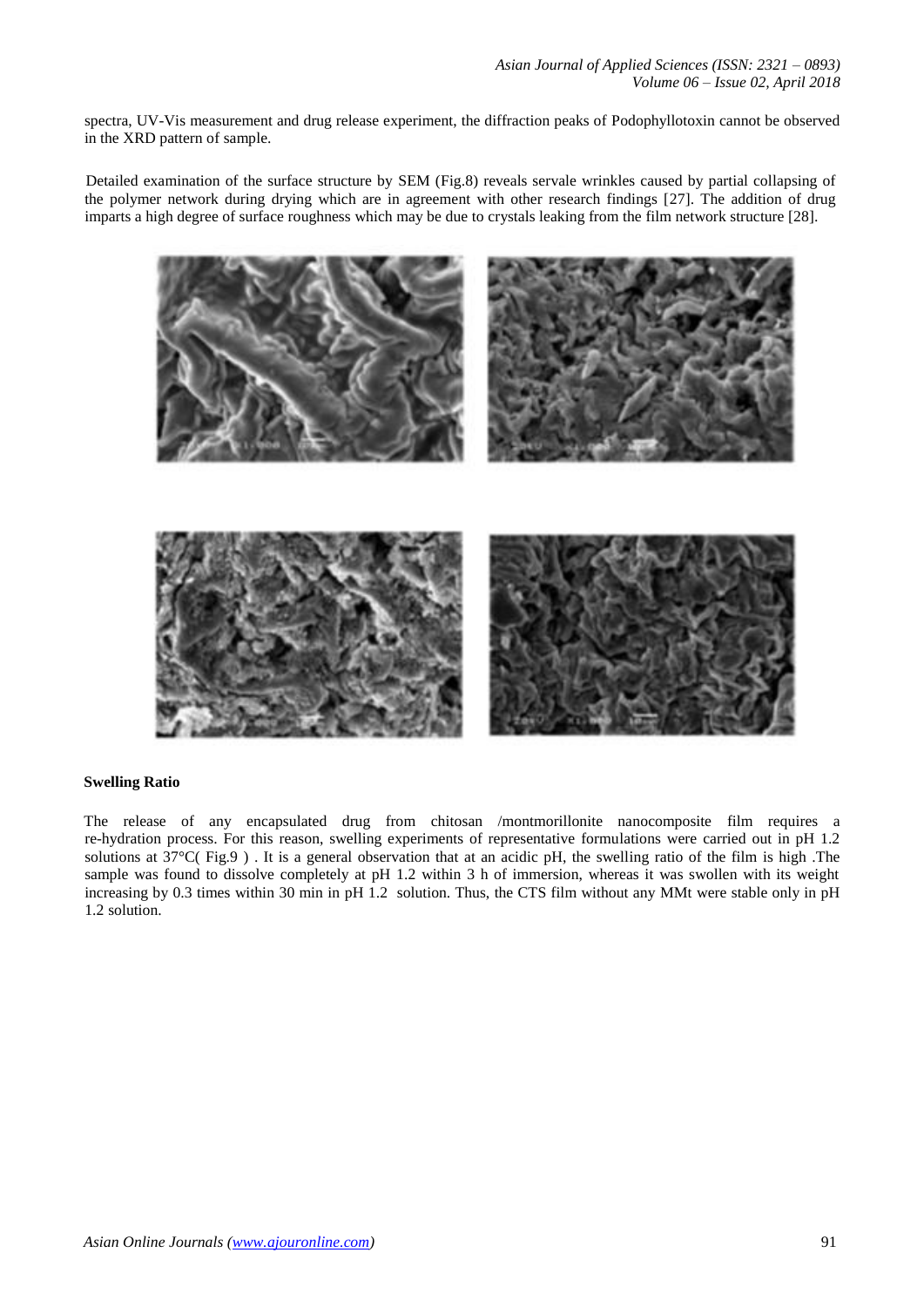spectra, UV-Vis measurement and drug release experiment, the diffraction peaks of Podophyllotoxin cannot be observed in the XRD pattern of sample.

Detailed examination of the surface structure by SEM (Fig.8) reveals servale wrinkles caused by partial collapsing of the polymer network during drying which are in agreement with other research findings [27]. The addition of drug imparts a high degree of surface roughness which may be due to crystals leaking from the film network structure [28].

**Swelling Ratio**

The release of any encapsulated drug from chitosan /montmorillonite nanocomposite film requires a re-hydration process. For this reason, swelling experiments of representative formulations were carried out in pH 1.2 solutions at 37°C( Fig.9 ) . It is a general observation that at an acidic pH, the swelling ratio of the film is high .The sample was found to dissolve completely at pH 1.2 within 3 h of immersion, whereas it was swollen with its weight increasing by 0.3 times within 30 min in pH 1.2 solution. Thus, the CTS film without any MMt were stable only in pH 1.2 solution.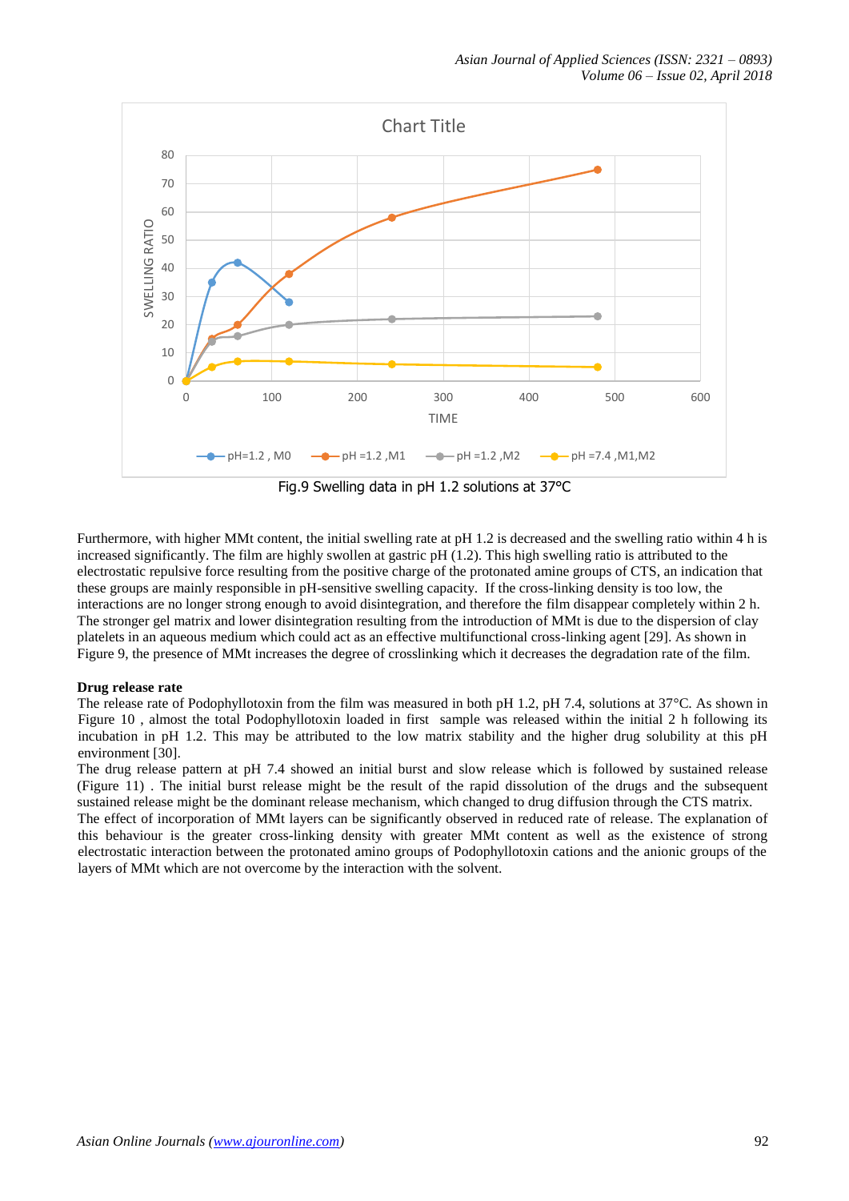Fig.9 Swelling data in pH 1.2 solutions at 37°C

Furthermore, with higher MMt content, the initial swelling rate at pH 1.2 is decreased and the swelling ratio within 4 h is increased significantly. The film are highly swollen at gastric pH (1.2). This high swelling ratio is attributed to the electrostatic repulsive force resulting from the positive charge of the protonated amine groups of CTS, an indication that these groups are mainly responsible in pH-sensitive swelling capacity. If the cross-linking density is too low, the interactions are no longer strong enough to avoid disintegration, and therefore the film disappear completely within 2 h. The stronger gel matrix and lower disintegration resulting from the introduction of MMt is due to the dispersion of clay platelets in an aqueous medium which could act as an effective multifunctional cross-linking agent [29]. As shown in Figure 9, the presence of MMt increases the degree of crosslinking which it decreases the degradation rate of the film.

**Drug release rate**

The release rate of Podophyllotoxin from the film was measured in both pH 1.2, pH 7.4, solutions at 37°C. As shown in Figure 10 , almost the total Podophyllotoxin loaded in first sample was released within the initial 2 h following its incubation in pH 1.2. This may be attributed to the low matrix stability and the higher drug solubility at this pH environment [30].

The drug release pattern at pH 7.4 showed an initial burst and slow release which is followed by sustained release (Figure 11) . The initial burst release might be the result of the rapid dissolution of the drugs and the subsequent sustained release might be the dominant release mechanism, which changed to drug diffusion through the CTS matrix.

The effect of incorporation of MMt layers can be significantly observed in reduced rate of release. The explanation of this behaviour is the greater cross-linking density with greater MMt content as well as the existence of strong electrostatic interaction between the protonated amino groups of Podophyllotoxin cations and the anionic groups of the layers of MMt which are not overcome by the interaction with the solvent.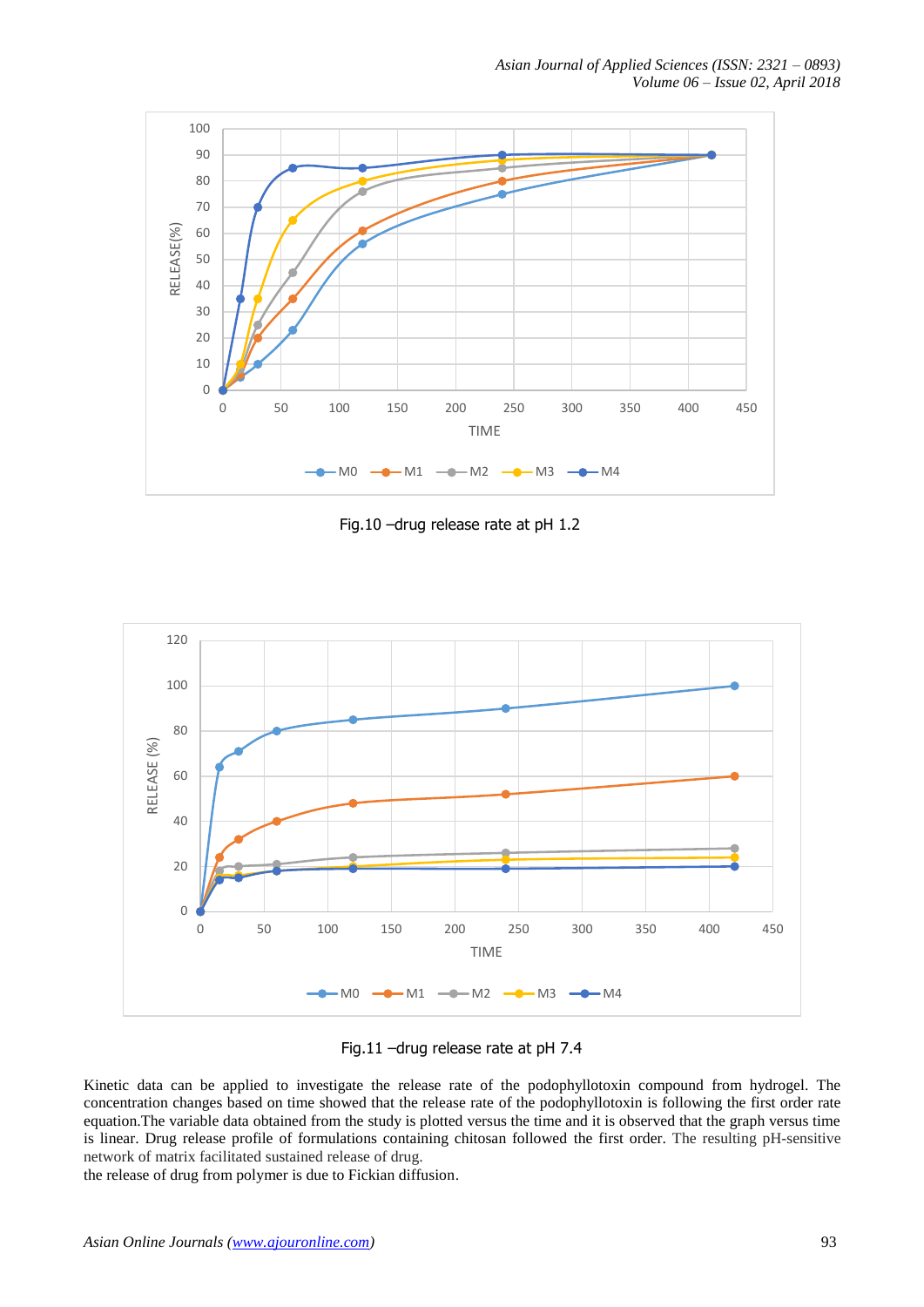Fig.10 –drug release rate at pH 1.2

Fig.11 –drug release rate at pH 7.4

Kinetic data can be applied to investigate the release rate of the podophyllotoxin compound from hydrogel. The concentration changes based on time showed that the release rate of the podophyllotoxin is following the first order rate equation.The variable data obtained from the study is plotted versus the time and it is observed that the graph versus time is linear. Drug release profile of formulations containing chitosan followed the first order. The resulting pH-sensitive network of matrix facilitated sustained release of drug.

the release of drug from polymer is due to Fickian diffusion.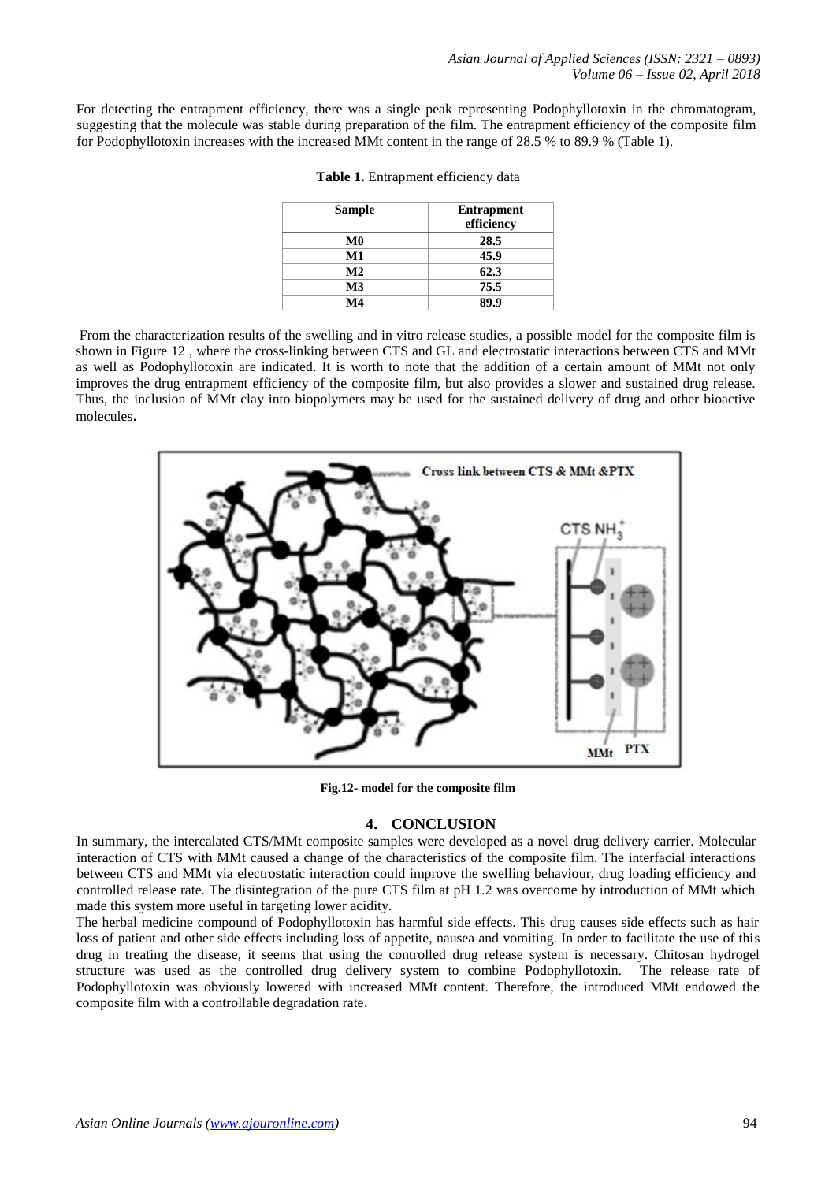For detecting the entrapment efficiency, there was a single peak representing Podophyllotoxin in the chromatogram, suggesting that the molecule was stable during preparation of the film. The entrapment efficiency of the composite film for Podophyllotoxin increases with the increased MMt content in the range of 28.5 % to 89.9 % (Table 1).

**Table 1.** Entrapment efficiency data

| Sample | Entrapment efficiency |
| --- | --- |
| M0 | 28.5 |
| M1 | 45.9 |
| M2 | 62.3 |
| M3 | 75.5 |
| M4 | 89.9 |

From the characterization results of the swelling and in vitro release studies, a possible model for the composite film is shown in Figure 12 , where the cross-linking between CTS and GL and electrostatic interactions between CTS and MMt as well as Podophyllotoxin are indicated. It is worth to note that the addition of a certain amount of MMt not only improves the drug entrapment efficiency of the composite film, but also provides a slower and sustained drug release. Thus, the inclusion of MMt clay into biopolymers may be used for the sustained delivery of drug and other bioactive molecules.

**Fig.12- model for the composite film**

## 4. CONCLUSION

In summary, the intercalated CTS/MMt composite samples were developed as a novel drug delivery carrier. Molecular interaction of CTS with MMt caused a change of the characteristics of the composite film. The interfacial interactions between CTS and MMt via electrostatic interaction could improve the swelling behaviour, drug loading efficiency and controlled release rate. The disintegration of the pure CTS film at pH 1.2 was overcome by introduction of MMt which made this system more useful in targeting lower acidity.

The herbal medicine compound of Podophyllotoxin has harmful side effects. This drug causes side effects such as hair loss of patient and other side effects including loss of appetite, nausea and vomiting. In order to facilitate the use of this drug in treating the disease, it seems that using the controlled drug release system is necessary. Chitosan hydrogel structure was used as the controlled drug delivery system to combine Podophyllotoxin. The release rate of Podophyllotoxin was obviously lowered with increased MMt content. Therefore, the introduced MMt endowed the composite film with a controllable degradation rate.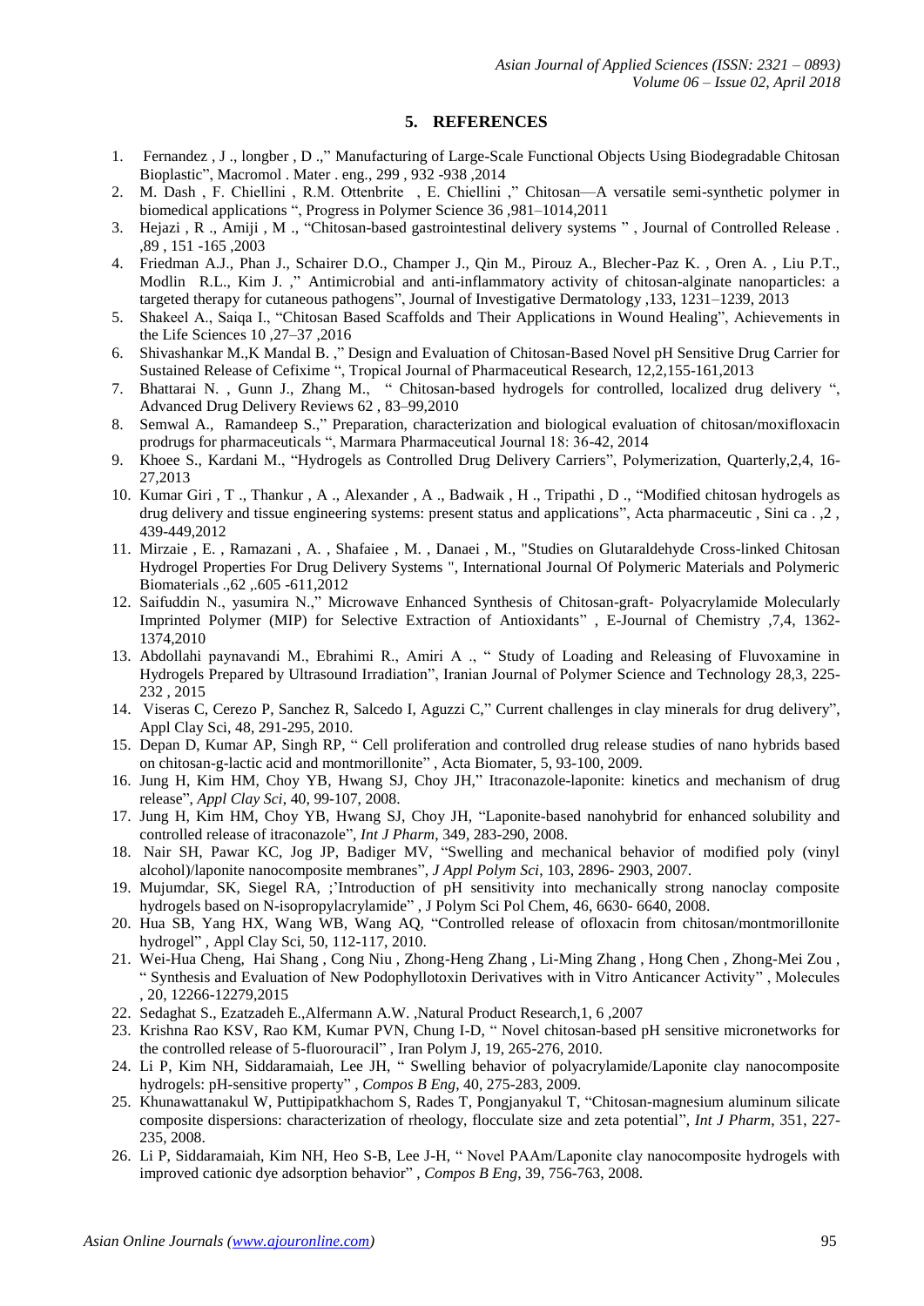## 5. REFERENCES

1. Fernandez , J ., longber , D .," Manufacturing of Large-Scale Functional Objects Using Biodegradable Chitosan Bioplastic", Macromol . Mater . eng., 299 , 932 -938 ,2014
2. M. Dash , F. Chiellini , R.M. Ottenbrite , E. Chiellini ," Chitosan—A versatile semi-synthetic polymer in biomedical applications ", Progress in Polymer Science 36 ,981–1014,2011
3. Hejazi , R ., Amiji , M ., "Chitosan-based gastrointestinal delivery systems " , Journal of Controlled Release . ,89 , 151 -165 ,2003
4. Friedman A.J., Phan J., Schairer D.O., Champer J., Qin M., Pirouz A., Blecher-Paz K. , Oren A. , Liu P.T., Modlin R.L., Kim J. ," Antimicrobial and anti-inflammatory activity of chitosan-alginate nanoparticles: a targeted therapy for cutaneous pathogens", Journal of Investigative Dermatology ,133, 1231–1239, 2013
5. Shakeel A., Saiqa I., "Chitosan Based Scaffolds and Their Applications in Wound Healing", Achievements in the Life Sciences 10 ,27–37 ,2016
6. Shivashankar M.,K Mandal B. ," Design and Evaluation of Chitosan-Based Novel pH Sensitive Drug Carrier for Sustained Release of Cefixime ", Tropical Journal of Pharmaceutical Research, 12,2,155-161,2013
7. Bhattarai N. , Gunn J., Zhang M., " Chitosan-based hydrogels for controlled, localized drug delivery ", Advanced Drug Delivery Reviews 62 , 83–99,2010
8. Semwal A., Ramandeep S.," Preparation, characterization and biological evaluation of chitosan/moxifloxacin prodrugs for pharmaceuticals ", Marmara Pharmaceutical Journal 18: 36-42, 2014
9. Khoee S., Kardani M., "Hydrogels as Controlled Drug Delivery Carriers", Polymerization, Quarterly,2,4, 16-27,2013
10. Kumar Giri , T ., Thankur , A ., Alexander , A ., Badwaik , H ., Tripathi , D ., "Modified chitosan hydrogels as drug delivery and tissue engineering systems: present status and applications", Acta pharmaceutic , Sini ca . ,2 , 439-449,2012
11. Mirzaie , E. , Ramazani , A. , Shafaiee , M. , Danaei , M., "Studies on Glutaraldehyde Cross-linked Chitosan Hydrogel Properties For Drug Delivery Systems ", International Journal Of Polymeric Materials and Polymeric Biomaterials .,62 ,.605 -611,2012
12. Saifuddin N., yasumira N.," Microwave Enhanced Synthesis of Chitosan-graft- Polyacrylamide Molecularly Imprinted Polymer (MIP) for Selective Extraction of Antioxidants" , E-Journal of Chemistry ,7,4, 1362-1374,2010
13. Abdollahi paynavandi M., Ebrahimi R., Amiri A ., " Study of Loading and Releasing of Fluvoxamine in Hydrogels Prepared by Ultrasound Irradiation", Iranian Journal of Polymer Science and Technology 28,3, 225-232 , 2015
14. Viseras C, Cerezo P, Sanchez R, Salcedo I, Aguzzi C," Current challenges in clay minerals for drug delivery", Appl Clay Sci, 48, 291-295, 2010.
15. Depan D, Kumar AP, Singh RP, " Cell proliferation and controlled drug release studies of nano hybrids based on chitosan-g-lactic acid and montmorillonite" , Acta Biomater, 5, 93-100, 2009.
16. Jung H, Kim HM, Choy YB, Hwang SJ, Choy JH," Itraconazole-laponite: kinetics and mechanism of drug release", *Appl Clay Sci*, 40, 99-107, 2008.
17. Jung H, Kim HM, Choy YB, Hwang SJ, Choy JH, "Laponite-based nanohybrid for enhanced solubility and controlled release of itraconazole", *Int J Pharm*, 349, 283-290, 2008.
18. Nair SH, Pawar KC, Jog JP, Badiger MV, "Swelling and mechanical behavior of modified poly (vinyl alcohol)/laponite nanocomposite membranes", *J Appl Polym Sci*, 103, 2896- 2903, 2007.
19. Mujumdar, SK, Siegel RA, ;'Introduction of pH sensitivity into mechanically strong nanoclay composite hydrogels based on N-isopropylacrylamide" , J Polym Sci Pol Chem, 46, 6630- 6640, 2008.
20. Hua SB, Yang HX, Wang WB, Wang AQ, "Controlled release of ofloxacin from chitosan/montmorillonite hydrogel" , Appl Clay Sci, 50, 112-117, 2010.
21. Wei-Hua Cheng, Hai Shang , Cong Niu , Zhong-Heng Zhang , Li-Ming Zhang , Hong Chen , Zhong-Mei Zou , " Synthesis and Evaluation of New Podophyllotoxin Derivatives with in Vitro Anticancer Activity" , Molecules , 20, 12266-12279,2015
22. Sedaghat S., Ezatzadeh E.,Alfermann A.W. ,Natural Product Research,1, 6 ,2007
23. Krishna Rao KSV, Rao KM, Kumar PVN, Chung I-D, " Novel chitosan-based pH sensitive micronetworks for the controlled release of 5-fluorouracil" , Iran Polym J, 19, 265-276, 2010.
24. Li P, Kim NH, Siddaramaiah, Lee JH, " Swelling behavior of polyacrylamide/Laponite clay nanocomposite hydrogels: pH-sensitive property" , *Compos B Eng*, 40, 275-283, 2009.
25. Khunawattanakul W, Puttipipatkhachorn S, Rades T, Pongjanyakul T, "Chitosan-magnesium aluminum silicate composite dispersions: characterization of rheology, flocculate size and zeta potential", *Int J Pharm*, 351, 227-235, 2008.
26. Li P, Siddaramaiah, Kim NH, Heo S-B, Lee J-H, " Novel PAAm/Laponite clay nanocomposite hydrogels with improved cationic dye adsorption behavior" , *Compos B Eng*, 39, 756-763, 2008.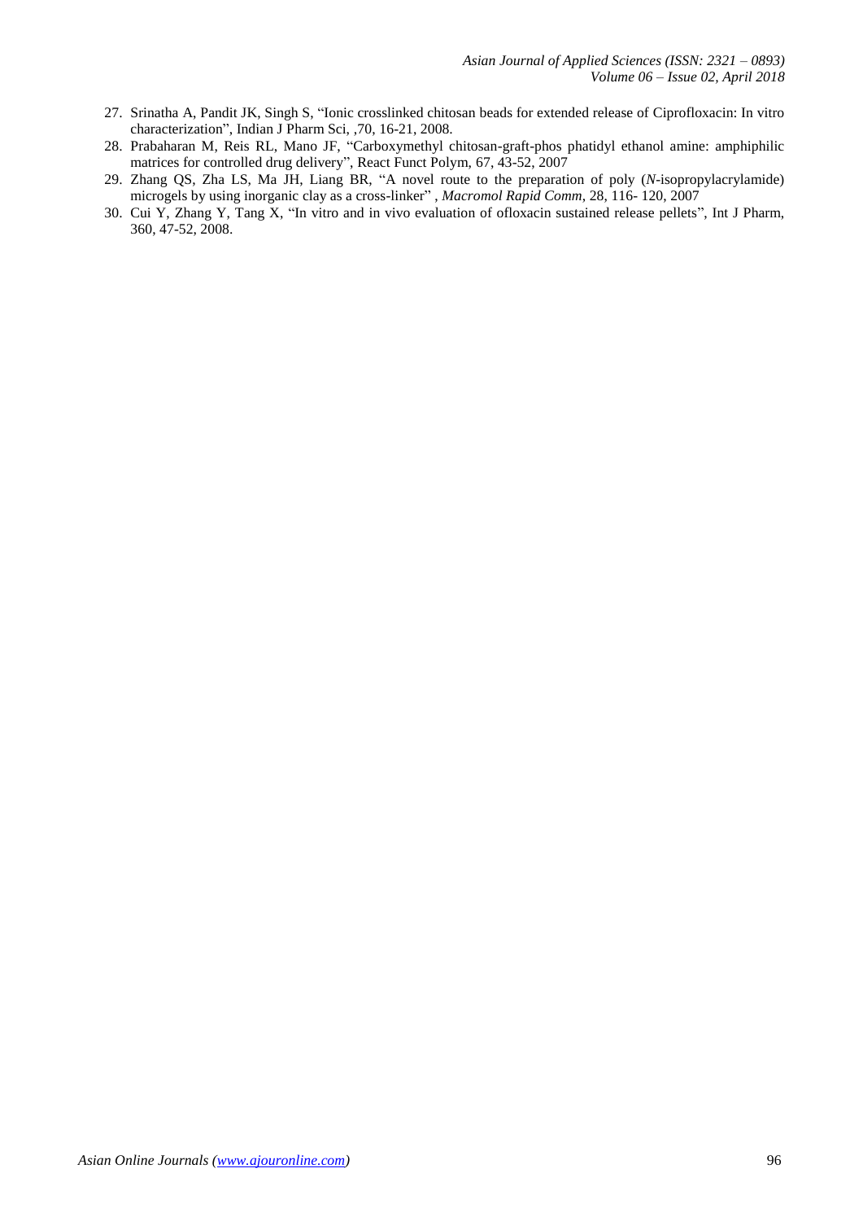27. Srinatha A, Pandit JK, Singh S, "Ionic crosslinked chitosan beads for extended release of Ciprofloxacin: In vitro characterization", Indian J Pharm Sci, ,70, 16-21, 2008.
28. Prabaharan M, Reis RL, Mano JF, "Carboxymethyl chitosan-graft-phos phatidyl ethanol amine: amphiphilic matrices for controlled drug delivery", React Funct Polym, 67, 43-52, 2007
29. Zhang QS, Zha LS, Ma JH, Liang BR, "A novel route to the preparation of poly (*N*-isopropylacrylamide) microgels by using inorganic clay as a cross-linker" , *Macromol Rapid Comm*, 28, 116- 120, 2007
30. Cui Y, Zhang Y, Tang X, "In vitro and in vivo evaluation of ofloxacin sustained release pellets", Int J Pharm, 360, 47-52, 2008.